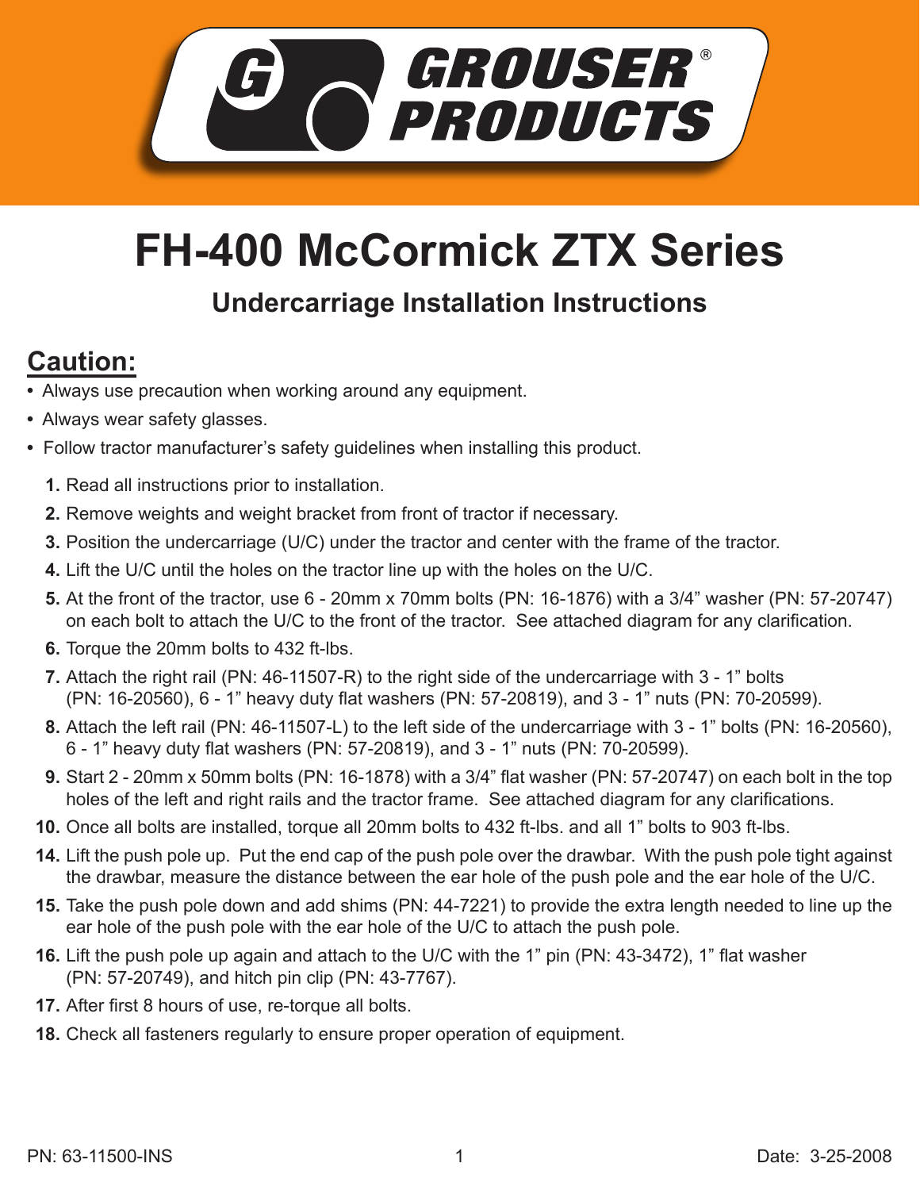# GROUSER® PRODUCTS

# FH-400 McCormick ZTX Series

## Undercarriage Installation Instructions

## Caution:

- Always use precaution when working around any equipment.
- Always wear safety glasses.
- Follow tractor manufacturer's safety guidelines when installing this product.

1. Read all instructions prior to installation.
2. Remove weights and weight bracket from front of tractor if necessary.
3. Position the undercarriage (U/C) under the tractor and center with the frame of the tractor.
4. Lift the U/C until the holes on the tractor line up with the holes on the U/C.
5. At the front of the tractor, use 6 - 20mm x 70mm bolts (PN: 16-1876) with a 3/4" washer (PN: 57-20747) on each bolt to attach the U/C to the front of the tractor. See attached diagram for any clarification.
6. Torque the 20mm bolts to 432 ft-lbs.
7. Attach the right rail (PN: 46-11507-R) to the right side of the undercarriage with 3 - 1" bolts (PN: 16-20560), 6 - 1" heavy duty flat washers (PN: 57-20819), and 3 - 1" nuts (PN: 70-20599).
8. Attach the left rail (PN: 46-11507-L) to the left side of the undercarriage with 3 - 1" bolts (PN: 16-20560), 6 - 1" heavy duty flat washers (PN: 57-20819), and 3 - 1" nuts (PN: 70-20599).
9. Start 2 - 20mm x 50mm bolts (PN: 16-1878) with a 3/4" flat washer (PN: 57-20747) on each bolt in the top holes of the left and right rails and the tractor frame. See attached diagram for any clarifications.
10. Once all bolts are installed, torque all 20mm bolts to 432 ft-lbs. and all 1" bolts to 903 ft-lbs.

14. Lift the push pole up. Put the end cap of the push pole over the drawbar. With the push pole tight against the drawbar, measure the distance between the ear hole of the push pole and the ear hole of the U/C.
15. Take the push pole down and add shims (PN: 44-7221) to provide the extra length needed to line up the ear hole of the push pole with the ear hole of the U/C to attach the push pole.
16. Lift the push pole up again and attach to the U/C with the 1" pin (PN: 43-3472), 1" flat washer (PN: 57-20749), and hitch pin clip (PN: 43-7767).
17. After first 8 hours of use, re-torque all bolts.
18. Check all fasteners regularly to ensure proper operation of equipment.

PN: 63-11500-INS

Date: 3-25-2008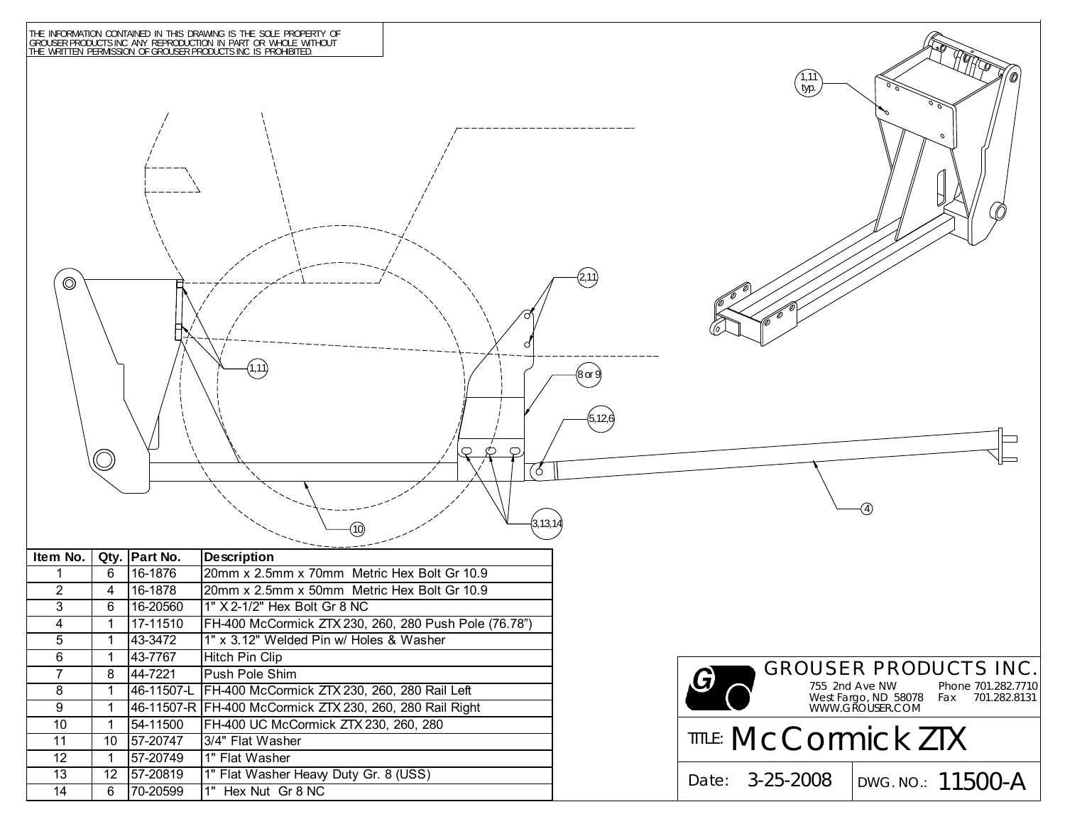THE INFORMATION CONTAINED IN THIS DRAWING IS THE SOLE PROPERTY OF GROUSER PRODUCTS INC ANY REPRODUCTION IN PART OR WHOLE WITHOUT THE WRITTEN PERMISSION OF GROUSER PRODUCTS INC IS PROHIBITED.

1,11 typ.

2,11

1,11

8 or 9

5,12,6

4

10

3,13,14

| Item No. | Qty. | Part No. | Description |
|---|---|---|---|
| 1 | 6 | 16-1876 | 20mm x 2.5mm x 70mm Metric Hex Bolt Gr 10.9 |
| 2 | 4 | 16-1878 | 20mm x 2.5mm x 50mm Metric Hex Bolt Gr 10.9 |
| 3 | 6 | 16-20560 | 1" X 2-1/2" Hex Bolt Gr 8 NC |
| 4 | 1 | 17-11510 | FH-400 McCormick ZTX 230, 260, 280 Push Pole (76.78") |
| 5 | 1 | 43-3472 | 1" x 3.12" Welded Pin w/ Holes & Washer |
| 6 | 1 | 43-7767 | Hitch Pin Clip |
| 7 | 8 | 44-7221 | Push Pole Shim |
| 8 | 1 | 46-11507-L | FH-400 McCormick ZTX 230, 260, 280 Rail Left |
| 9 | 1 | 46-11507-R | FH-400 McCormick ZTX 230, 260, 280 Rail Right |
| 10 | 1 | 54-11500 | FH-400 UC McCormick ZTX 230, 260, 280 |
| 11 | 10 | 57-20747 | 3/4" Flat Washer |
| 12 | 1 | 57-20749 | 1" Flat Washer |
| 13 | 12 | 57-20819 | 1" Flat Washer Heavy Duty Gr. 8 (USS) |
| 14 | 6 | 70-20599 | 1" Hex Nut Gr 8 NC |

GROUSER PRODUCTS INC.
755 2nd Ave NW
West Fargo, ND 58078
WWW.GROUSER.COM
Phone 701.282.7710
Fax 701.282.8131

TITLE: McCormick ZTX

Date: 3-25-2008

DWG. NO.: 11500-A